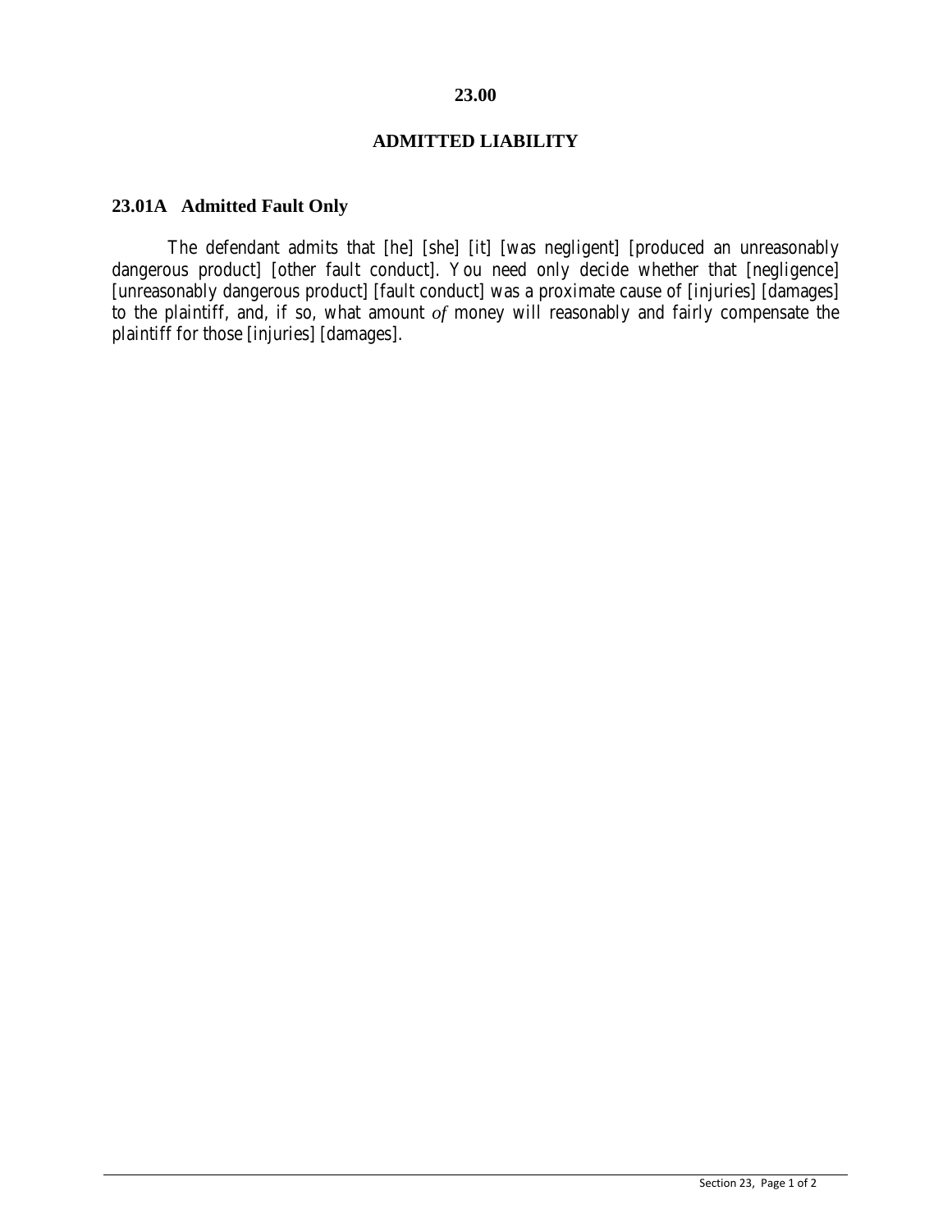# 23.00

## ADMITTED LIABILITY

### 23.01A Admitted Fault Only

The defendant admits that [he] [she] [it] [was negligent] [produced an unreasonably dangerous product] [other fault conduct]. You need only decide whether that [negligence] [unreasonably dangerous product] [fault conduct] was a proximate cause of [injuries] [damages] to the plaintiff, and, if so, what amount of money will reasonably and fairly compensate the plaintiff for those [injuries] [damages].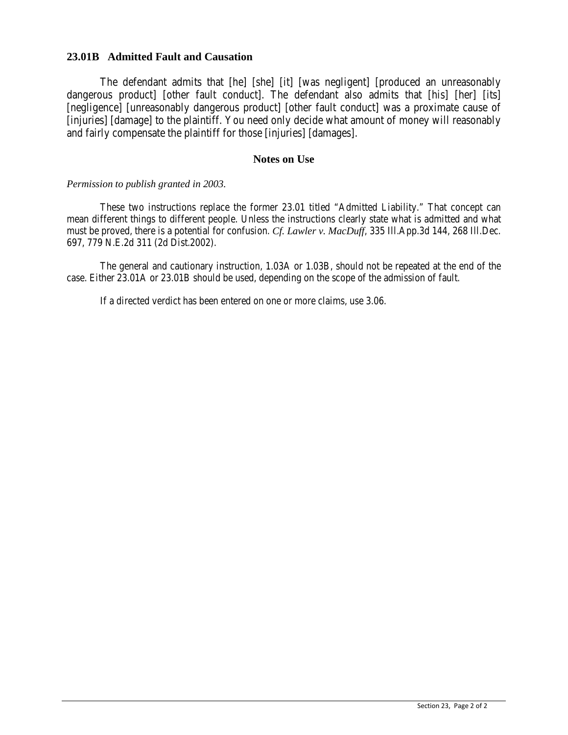### 23.01B Admitted Fault and Causation

The defendant admits that [he] [she] [it] [was negligent] [produced an unreasonably dangerous product] [other fault conduct]. The defendant also admits that [his] [her] [its] [negligence] [unreasonably dangerous product] [other fault conduct] was a proximate cause of [injuries] [damage] to the plaintiff. You need only decide what amount of money will reasonably and fairly compensate the plaintiff for those [injuries] [damages].

#### Notes on Use

*Permission to publish granted in 2003.*

These two instructions replace the former 23.01 titled "Admitted Liability." That concept can mean different things to different people. Unless the instructions clearly state what is admitted and what must be proved, there is a potential for confusion. *Cf. Lawler v. MacDuff*, 335 Ill.App.3d 144, 268 Ill.Dec. 697, 779 N.E.2d 311 (2d Dist.2002).

The general and cautionary instruction, 1.03A or 1.03B, should not be repeated at the end of the case. Either 23.01A or 23.01B should be used, depending on the scope of the admission of fault.

If a directed verdict has been entered on one or more claims, use 3.06.